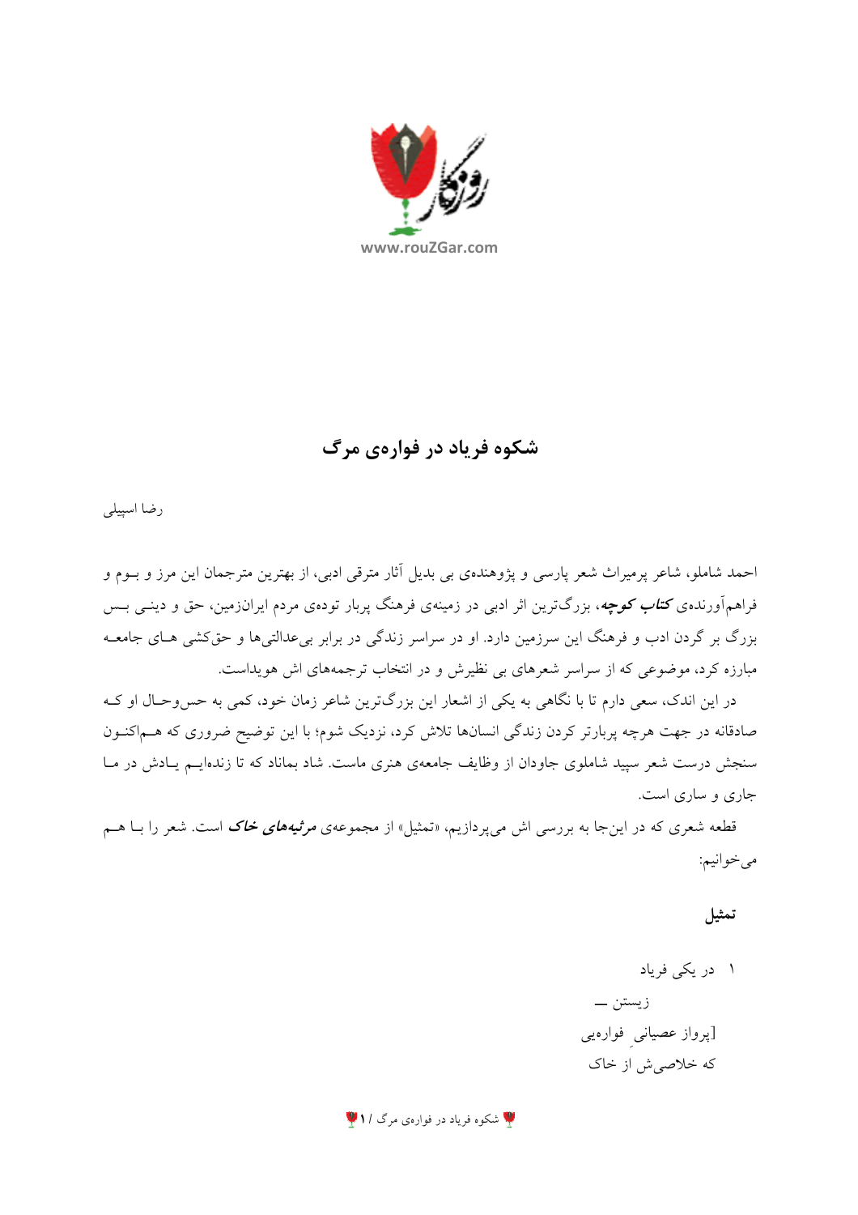# شکوه فریاد در فواره‌ی مرگ

رضا اسپیلی

احمد شاملو، شاعر پرمیراث شعر پارسی و پژوهنده‌ی بی بدیل آثار مترقی ادبی، از بهترین مترجمان این مرز و بوم و فراهم‌آورنده‌ی ***کتاب کوچه***، بزرگ‌ترین اثر ادبی در زمینه‌ی فرهنگ پربار توده‌ی مردم ایران‌زمین، حق و دینی بس بزرگ بر گردن ادب و فرهنگ این سرزمین دارد. او در سراسر زندگی در برابر بی‌عدالتی‌ها و حق‌کشی های جامعه مبارزه کرد، موضوعی که از سراسر شعرهای بی نظیرش و در انتخاب ترجمه‌های اش هویداست.

در این اندک، سعی دارم تا با نگاهی به یکی از اشعار این بزرگ‌ترین شاعر زمان خود، کمی به حس‌وحال او که صادقانه در جهت هرچه پربارتر کردن زندگی انسان‌ها تلاش کرد، نزدیک شوم؛ با این توضیح ضروری که هم‌اکنون سنجش درست شعر سپید شاملوی جاودان از وظایف جامعه‌ی هنری ماست. شاد بماناد که تا زنده‌ایم یادش در ما جاری و ساری است.

قطعه شعری که در این‌جا به بررسی اش می‌پردازیم، «تمثیل» از مجموعه‌ی ***مرثیه‌های خاک*** است. شعر را با هم می‌خوانیم:

**تمثیل**

۱ در یکی فریاد
زیستن —
[پرواز عصیانیِ فواره‌یی
که خلاصی‌ش از خاک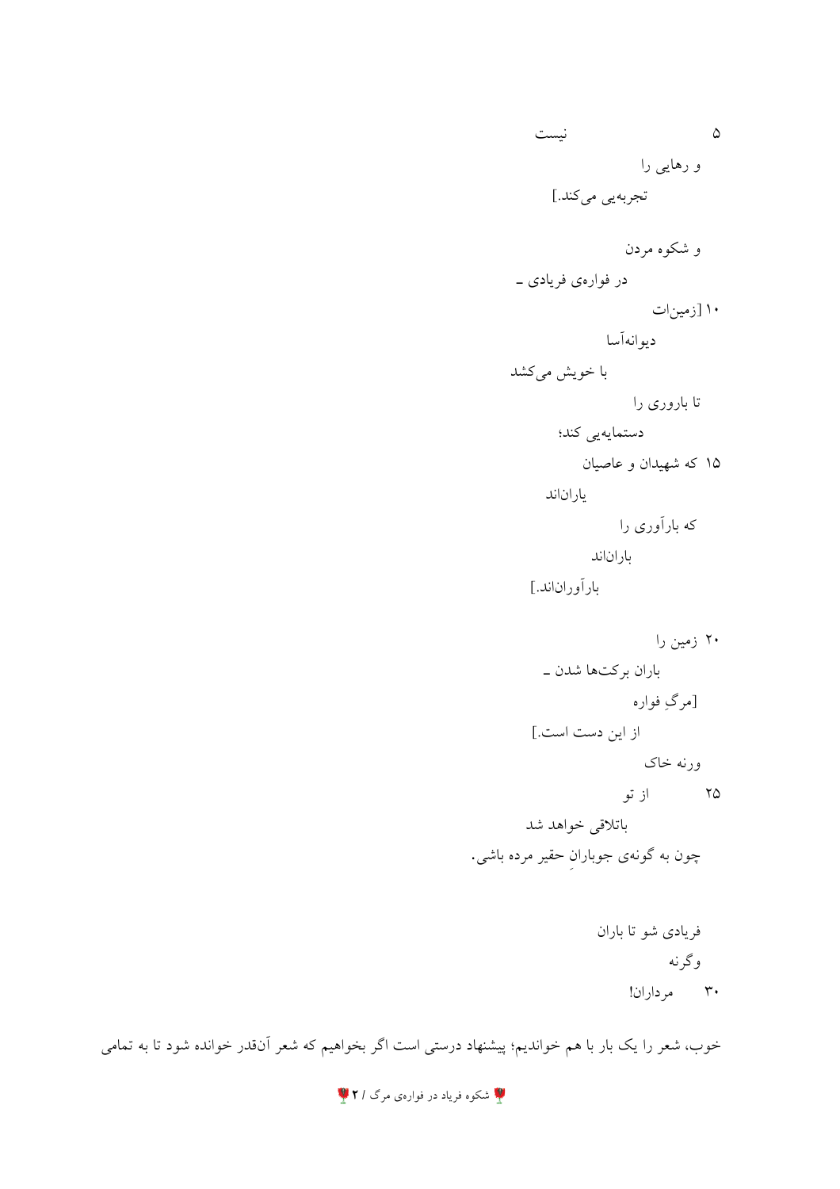۵ نیست

و رهایی را

تجربه‌یی می‌کند.]

و شکوه مردن

در فواره‌ی فریادی ـ

۱۰ [زمینات

دیوانه‌آسا

با خویش می‌کشد

تا باروری را

دستمایه‌یی کند؛

۱۵ که شهیدان و عاصیان

یاران‌اند

که بارآوری را

باران‌اند

بارآوران‌اند.]

۲۰ زمین را

باران برکت‌ها شدن ـ

[مرگِ فواره

از این دست است.]

ورنه خاک

۲۵ از تو

باتلاقی خواهد شد

چون به گونه‌ی جوبارانِ حقیر مرده باشی.

فریادی شو تا باران

وگرنه

۳۰ مرداران!

خوب، شعر را یک بار با هم خواندیم؛ پیشنهاد درستی است اگر بخواهیم که شعر آن‌قدر خوانده شود تا به تمامی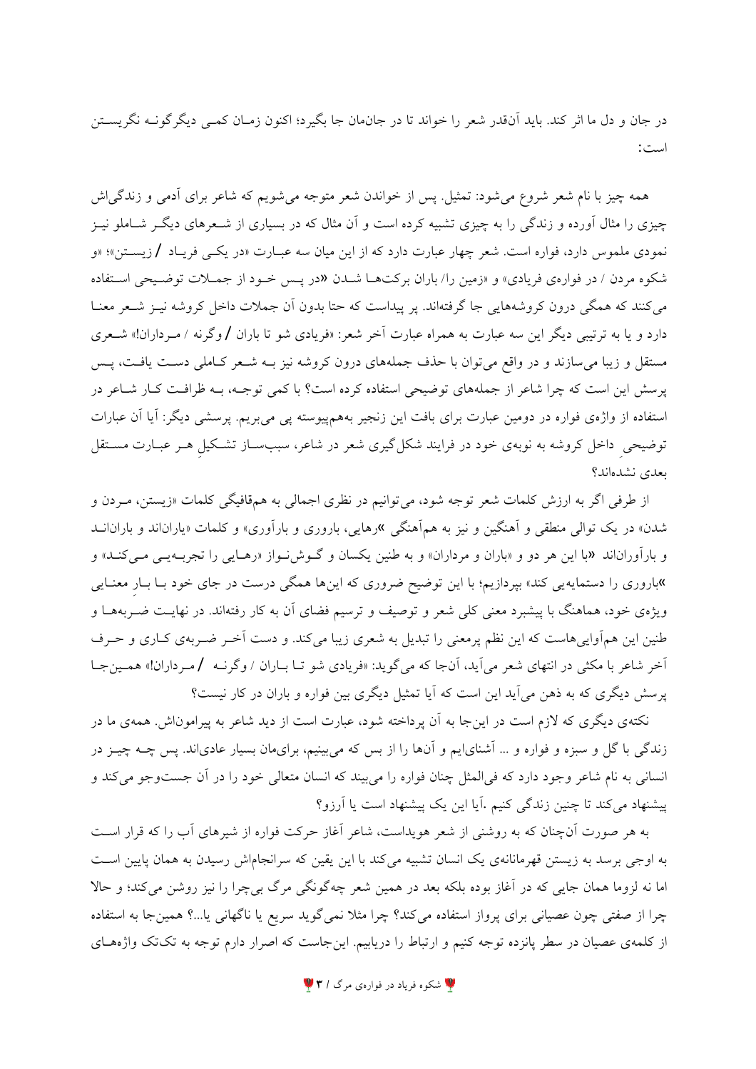در جان و دل ما اثر کند. باید آن‌قدر شعر را خواند تا در جان‌مان جا بگیرد؛ اکنون زمـان کمـی دیگرگونـه نگریسـتن است:

همه چیز با نام شعر شروع می‌شود: تمثیل. پس از خواندن شعر متوجه می‌شویم که شاعر برای آدمی و زندگی‌اش چیزی را مثال آورده و زندگی را به چیزی تشبیه کرده است و آن مثال که در بسیاری از شـعرهای دیگـر شـاملو نیـز نمودی ملموس دارد، فواره است. شعر چهار عبارت دارد که از این میان سه عبـارت «در یکـی فریـاد / زیسـتن»؛ «و شکوه مردن / در فواره‌ی فریادی» و «زمین را/ باران برکت‌هـا شـدن «در پـس خـود از جمـلات توضـیحی اسـتفاده می‌کنند که همگی درون کروشه‌هایی جا گرفته‌اند. پر پیداست که حتا بدون آن جملات داخل کروشه نیـز شـعر معنـا دارد و یا به ترتیبی دیگر این سه عبارت به همراه عبارت آخر شعر: «فریادی شو تا باران / وگرنه / مـرداران!» شـعری مستقل و زیبا می‌سازند و در واقع می‌توان با حذف جمله‌های درون کروشه نیز بـه شـعر کـاملی دسـت یافـت، پـس پرسش این است که چرا شاعر از جمله‌های توضیحی استفاده کرده است؟ با کمی توجـه، بـه ظرافـت کـار شـاعر در استفاده از واژه‌ی فواره در دومین عبارت برای بافت این زنجیر به‌هم‌پیوسته پی می‌بریم. پرسشی دیگر: آیا آن عبارات توضیحیِ داخل کروشه به نوبه‌ی خود در فرایند شکل‌گیری شعر در شاعر، سبب‌سـاز تشـکیلِ هـر عبـارت مسـتقل بعدی نشده‌اند؟

از طرفی اگر به ارزش کلمات شعر توجه شود، می‌توانیم در نظری اجمالی به هم‌قافیگی کلمات «زیستن، مـردن و شدن» در یک توالی منطقی و آهنگین و نیز به هم‌آهنگی »رهایی، باروری و بارآوری» و کلمات «یاران‌اند و باران‌انـد و بارآوران‌اند «با این هر دو و «باران و مرداران» و به طنین یکسان و گـوش‌نـواز «رهـایی را تجربـه‌یـی مـی‌کنـد» و »باروری را دستمایه‌یی کند» بپردازیم؛ با این توضیح ضروری که این‌ها همگی درست در جای خود بـا بـارِ معنـایی ویژه‌ی خود، هماهنگ با پیشبرد معنی کلی شعر و توصیف و ترسیم فضای آن به کار رفته‌اند. در نهایـت ضـربه‌هـا و طنین این هم‌آوایی‌هاست که این نظم پرمعنی را تبدیل به شعری زیبا می‌کند. و دست آخـر ضـربه‌ی کـاری و حـرف آخر شاعر با مکثی در انتهای شعر می‌آید، آن‌جا که می‌گوید: «فریادی شو تـا بـاران / وگرنـه / مـرداران!» همـین‌جـا پرسش دیگری که به ذهن می‌آید این است که آیا تمثیل دیگری بین فواره و باران در کار نیست؟

نکته‌ی دیگری که لازم است در این‌جا به آن پرداخته شود، عبارت است از دید شاعر به پیرامون‌اش. همه‌ی ما در زندگی با گل و سبزه و فواره و ... آشنای‌ایم و آن‌ها را از بس که می‌بینیم، برای‌مان بسیار عادی‌اند. پس چـه چیـز در انسانی به نام شاعر وجود دارد که فی‌المثل چنان فواره را می‌بیند که انسان متعالی خود را در آن جست‌وجو می‌کند و پیشنهاد می‌کند تا چنین زندگی کنیم .آیا این یک پیشنهاد است یا آرزو؟

به هر صورت آن‌چنان که به روشنی از شعر هویداست، شاعر آغاز حرکت فواره از شیرهای آب را که قرار اسـت به اوجی برسد به زیستن قهرمانانه‌ی یک انسان تشبیه می‌کند با این یقین که سرانجام‌اش رسیدن به همان پایین اسـت اما نه لزوما همان جایی که در آغاز بوده بلکه بعد در همین شعر چه‌گونگی مرگ بی‌چرا را نیز روشن می‌کند؛ و حالا چرا از صفتی چون عصیانی برای پرواز استفاده می‌کند؟ چرا مثلا نمی‌گوید سریع یا ناگهانی یا...؟ همین‌جا به استفاده از کلمه‌ی عصیان در سطر پانزده توجه کنیم و ارتباط را دریابیم. این‌جاست که اصرار دارم توجه به تک‌تک واژه‌هـای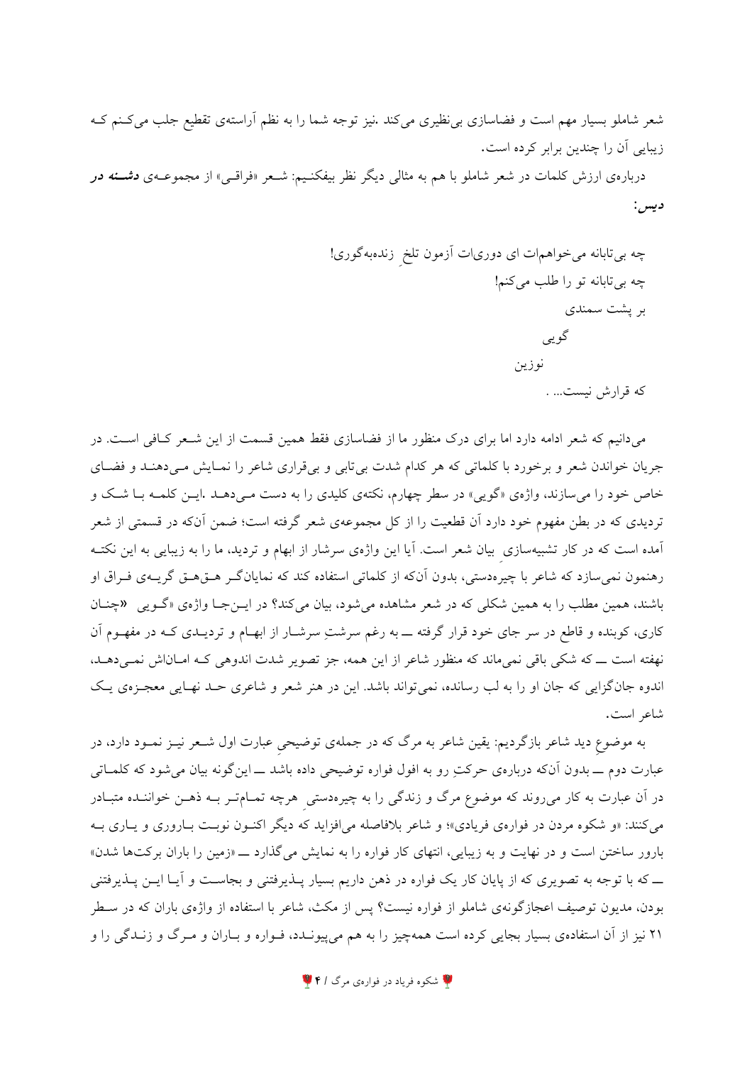شعر شاملو بسیار مهم است و فضاسازی بی‌نظیری می‌کند .نیز توجه شما را به نظم آراسته‌ی تقطیع جلب می‌کنم که زیبایی آن را چندین برابر کرده است.

درباره‌ی ارزش کلمات در شعر شاملو با هم به مثالی دیگر نظر بیفکنیم: شعر «فراقی» از مجموعه‌ی ***دشنه در دیس***:

چه بی‌تابانه می‌خواهمات ای دوری‌ات آزمون تلخِ زنده‌به‌گوری!
چه بی‌تابانه تو را طلب می‌کنم!
بر پشت سمندی
گویی
نوزین
که قرارش نیست... .

می‌دانیم که شعر ادامه دارد اما برای درک منظور ما از فضاسازی فقط همین قسمت از این شعر کافی است. در جریان خواندن شعر و برخورد با کلماتی که هر کدام شدت بی‌تابی و بی‌قراری شاعر را نمایش می‌دهند و فضای خاص خود را می‌سازند، واژه‌ی «گویی» در سطر چهارم، نکته‌ی کلیدی را به دست می‌دهد .این کلمه با شک و تردیدی که در بطن مفهوم خود دارد آن قطعیت را از کل مجموعه‌ی شعر گرفته است؛ ضمن آن‌که در قسمتی از شعر آمده است که در کار تشبیه‌سازیِ بیان شعر است. آیا این واژه‌ی سرشار از ابهام و تردید، ما را به زیبایی به این نکته رهنمون نمی‌سازد که شاعر با چیره‌دستی، بدون آن‌که از کلماتی استفاده کند که نمایانگر هق‌هق گریه‌ی فراق او باشند، همین مطلب را به همین شکلی که در شعر مشاهده می‌شود، بیان می‌کند؟ در این‌جا واژه‌ی «گویی «چنان کاری، کوبنده و قاطع در سر جای خود قرار گرفته ــ به رغم سرشتِ سرشار از ابهام و تردیدی که در مفهوم آن نهفته است ــ که شکی باقی نمی‌ماند که منظور شاعر از این همه، جز تصویر شدت اندوهی که اماناش نمی‌دهد، اندوه جان‌گزایی که جان او را به لب رسانده، نمی‌تواند باشد. این در هنر شعر و شاعری حد نهایی معجزه‌ی یک شاعر است.

به موضوعِ دید شاعر بازگردیم: یقین شاعر به مرگ که در جمله‌ی توضیحی عبارت اول شعر نیز نمود دارد، در عبارت دوم ــ بدون آن‌که درباره‌ی حرکتِ رو به افول فواره توضیحی داده باشد ــ این‌گونه بیان می‌شود که کلماتی در آن عبارت به کار می‌روند که موضوع مرگ و زندگی را به چیره‌دستیِ هرچه تمام‌تر به ذهن خواننده متبادر می‌کنند: «و شکوه مردن در فواره‌ی فریادی»؛ و شاعر بلافاصله می‌افزاید که دیگر اکنون نوبت باروری و یاری به بارور ساختن است و در نهایت و به زیبایی، انتهای کار فواره را به نمایش می‌گذارد ــ «زمین را باران برکت‌ها شدن» ــ که با توجه به تصویری که از پایان کار یک فواره در ذهن داریم بسیار پذیرفتنی و بجاست و آیا این پذیرفتنی بودن، مدیون توصیف اعجازگونه‌ی شاملو از فواره نیست؟ پس از مکث، شاعر با استفاده از واژه‌ی باران که در سطر ۲۱ نیز از آن استفاده‌ی بسیار بجایی کرده است همه‌چیز را به هم می‌پیوندد، فواره و باران و مرگ و زندگی را و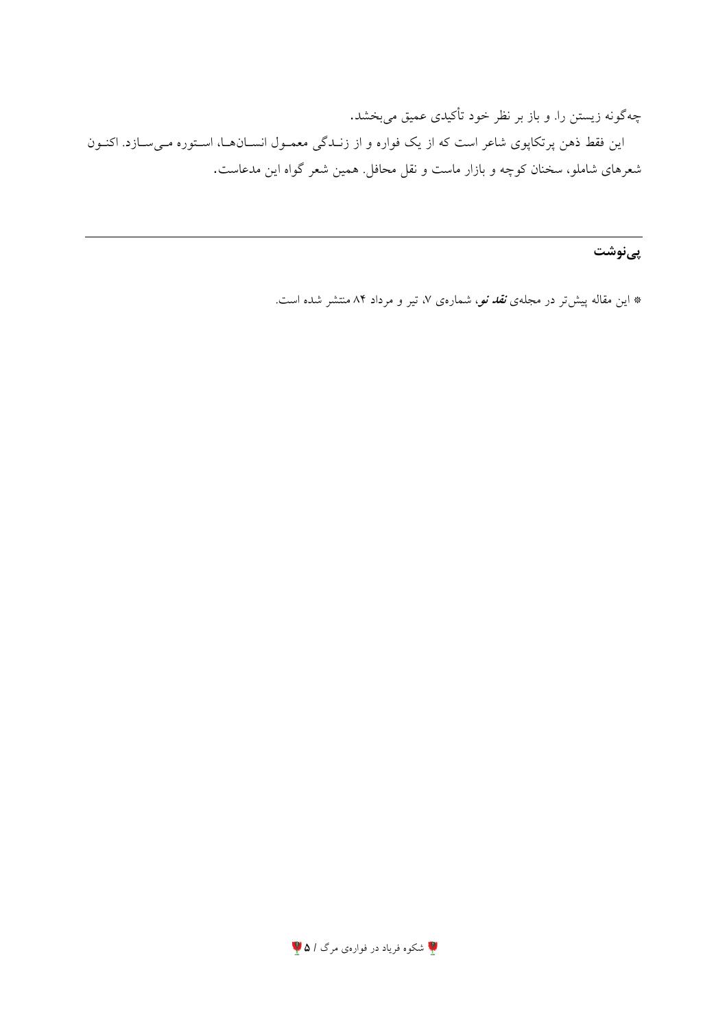چه‌گونه زیستن را. و باز بر نظر خود تأکیدی عمیق می‌بخشد.

این فقط ذهن پرتکاپوی شاعر است که از یک فواره و از زنـدگی معمـول انسـان‌هـا، اسـتوره مـی‌سـازد. اکنـون شعرهای شاملو، سخنان کوچه و بازار ماست و نقل محافل. همین شعر گواه این مدعاست.

---

## پی‌نوشت

* این مقاله پیش‌تر در مجله‌ی ***نقد نو***، شماره‌ی ۷، تیر و مرداد ۸۴ منتشر شده است.